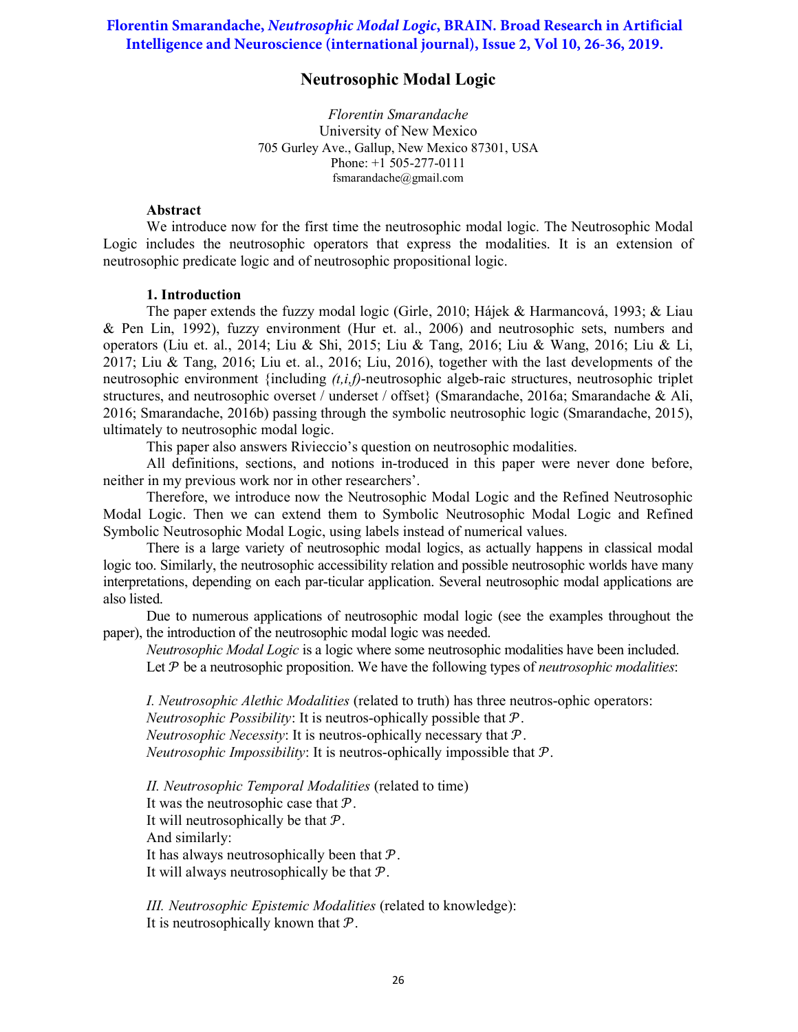**Florentin Smarandache, *Neutrosophic Modal Logic*, BRAIN. Broad Research in Artificial Intelligence and Neuroscience (international journal), Issue 2, Vol 10, 26-36, 2019.**

# Neutrosophic Modal Logic

*Florentin Smarandache*
University of New Mexico
705 Gurley Ave., Gallup, New Mexico 87301, USA
Phone: +1 505-277-0111
fsmarandache@gmail.com

### Abstract

We introduce now for the first time the neutrosophic modal logic. The Neutrosophic Modal Logic includes the neutrosophic operators that express the modalities. It is an extension of neutrosophic predicate logic and of neutrosophic propositional logic.

## 1. Introduction

The paper extends the fuzzy modal logic (Girle, 2010; Hájek & Harmancová, 1993; & Liau & Pen Lin, 1992), fuzzy environment (Hur et. al., 2006) and neutrosophic sets, numbers and operators (Liu et. al., 2014; Liu & Shi, 2015; Liu & Tang, 2016; Liu & Wang, 2016; Liu & Li, 2017; Liu & Tang, 2016; Liu et. al., 2016; Liu, 2016), together with the last developments of the neutrosophic environment {including *(t,i,f)*-neutrosophic algeb-raic structures, neutrosophic triplet structures, and neutrosophic overset / underset / offset} (Smarandache, 2016a; Smarandache & Ali, 2016; Smarandache, 2016b) passing through the symbolic neutrosophic logic (Smarandache, 2015), ultimately to neutrosophic modal logic.

This paper also answers Rivieccio's question on neutrosophic modalities.

All definitions, sections, and notions in-troduced in this paper were never done before, neither in my previous work nor in other researchers'.

Therefore, we introduce now the Neutrosophic Modal Logic and the Refined Neutrosophic Modal Logic. Then we can extend them to Symbolic Neutrosophic Modal Logic and Refined Symbolic Neutrosophic Modal Logic, using labels instead of numerical values.

There is a large variety of neutrosophic modal logics, as actually happens in classical modal logic too. Similarly, the neutrosophic accessibility relation and possible neutrosophic worlds have many interpretations, depending on each par-ticular application. Several neutrosophic modal applications are also listed.

Due to numerous applications of neutrosophic modal logic (see the examples throughout the paper), the introduction of the neutrosophic modal logic was needed.

*Neutrosophic Modal Logic* is a logic where some neutrosophic modalities have been included.

Let $\mathcal{P}$ be a neutrosophic proposition. We have the following types of *neutrosophic modalities*:

*I. Neutrosophic Alethic Modalities* (related to truth) has three neutros-ophic operators:
*Neutrosophic Possibility*: It is neutros-ophically possible that $\mathcal{P}$.
*Neutrosophic Necessity*: It is neutros-ophically necessary that $\mathcal{P}$.
*Neutrosophic Impossibility*: It is neutros-ophically impossible that $\mathcal{P}$.

*II. Neutrosophic Temporal Modalities* (related to time)
It was the neutrosophic case that $\mathcal{P}$.
It will neutrosophically be that $\mathcal{P}$.
And similarly:
It has always neutrosophically been that $\mathcal{P}$.
It will always neutrosophically be that $\mathcal{P}$.

*III. Neutrosophic Epistemic Modalities* (related to knowledge):
It is neutrosophically known that $\mathcal{P}$.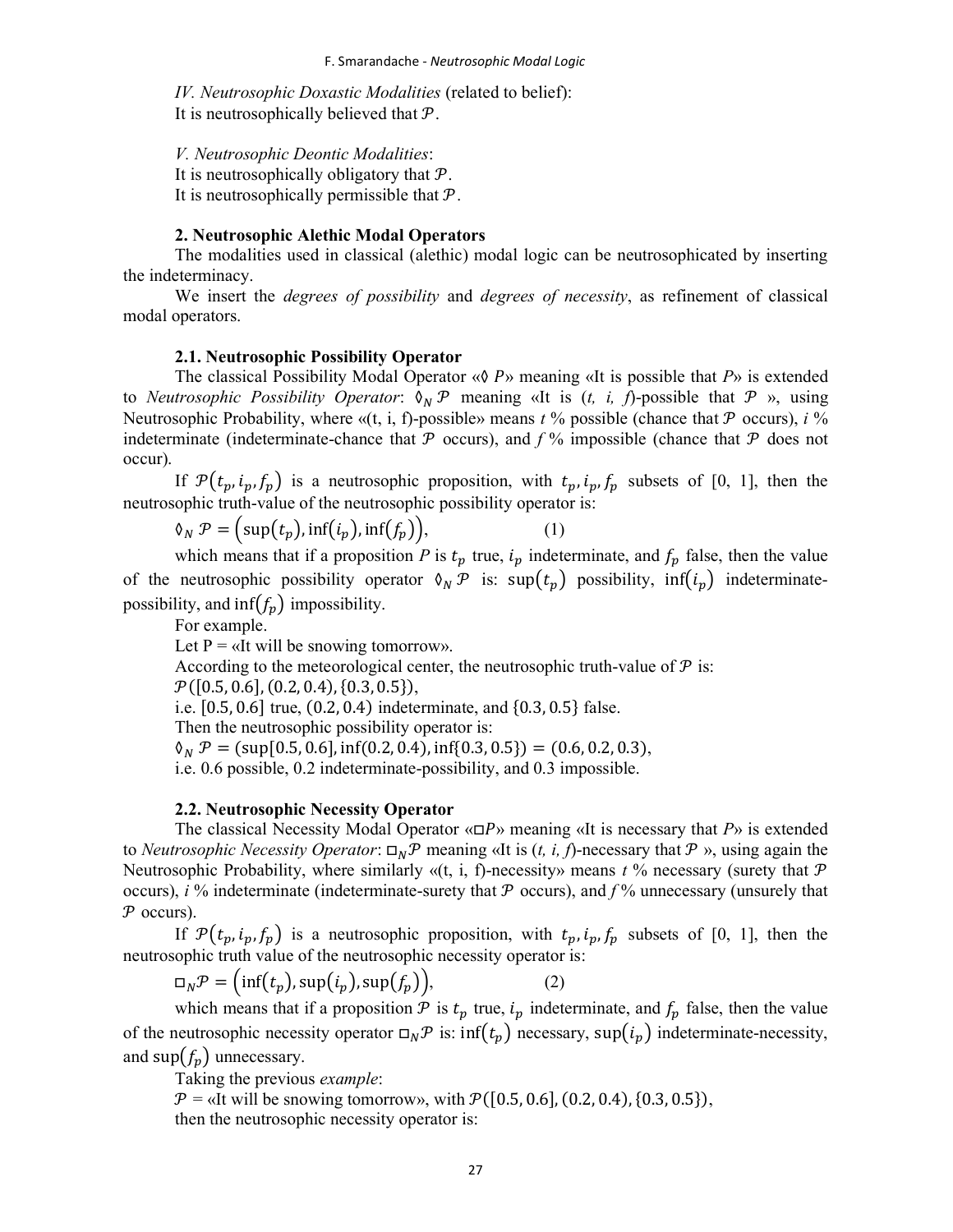*IV. Neutrosophic Doxastic Modalities* (related to belief):
It is neutrosophically believed that $\mathcal{P}$.

*V. Neutrosophic Deontic Modalities*:
It is neutrosophically obligatory that $\mathcal{P}$.
It is neutrosophically permissible that $\mathcal{P}$.

**2. Neutrosophic Alethic Modal Operators**

The modalities used in classical (alethic) modal logic can be neutrosophicated by inserting the indeterminacy.

We insert the *degrees of possibility* and *degrees of necessity*, as refinement of classical modal operators.

**2.1. Neutrosophic Possibility Operator**

The classical Possibility Modal Operator «$\lozenge$ *P*» meaning «It is possible that *P*» is extended to *Neutrosophic Possibility Operator*: $\lozenge_N \mathcal{P}$ meaning «It is (*t, i, f*)-possible that $\mathcal{P}$ », using Neutrosophic Probability, where «(t, i, f)-possible» means *t* % possible (chance that $\mathcal{P}$ occurs), *i* % indeterminate (indeterminate-chance that $\mathcal{P}$ occurs), and *f* % impossible (chance that $\mathcal{P}$ does not occur).

If $\mathcal{P}(t_p, i_p, f_p)$ is a neutrosophic proposition, with $t_p, i_p, f_p$ subsets of [0, 1], then the neutrosophic truth-value of the neutrosophic possibility operator is:

$$\lozenge_N \mathcal{P} = \left(\sup(t_p), \inf(i_p), \inf(f_p)\right), \qquad (1)$$

which means that if a proposition *P* is $t_p$ true, $i_p$ indeterminate, and $f_p$ false, then the value of the neutrosophic possibility operator $\lozenge_N \mathcal{P}$ is: $\sup(t_p)$ possibility, $\inf(i_p)$ indeterminate-possibility, and $\inf(f_p)$ impossibility.

For example.

Let P = «It will be snowing tomorrow».

According to the meteorological center, the neutrosophic truth-value of $\mathcal{P}$ is:

$\mathcal{P}([0.5, 0.6], (0.2, 0.4), \{0.3, 0.5\})$,

i.e. $[0.5, 0.6]$ true, $(0.2, 0.4)$ indeterminate, and $\{0.3, 0.5\}$ false.

Then the neutrosophic possibility operator is:

$\lozenge_N \mathcal{P} = (\sup[0.5, 0.6], \inf(0.2, 0.4), \inf\{0.3, 0.5\}) = (0.6, 0.2, 0.3)$,

i.e. 0.6 possible, 0.2 indeterminate-possibility, and 0.3 impossible.

**2.2. Neutrosophic Necessity Operator**

The classical Necessity Modal Operator «$\square$*P*» meaning «It is necessary that *P*» is extended to *Neutrosophic Necessity Operator*: $\square_N \mathcal{P}$ meaning «It is (*t, i, f*)-necessary that $\mathcal{P}$ », using again the Neutrosophic Probability, where similarly «(t, i, f)-necessity» means *t* % necessary (surety that $\mathcal{P}$ occurs), *i* % indeterminate (indeterminate-surety that $\mathcal{P}$ occurs), and *f* % unnecessary (unsurely that $\mathcal{P}$ occurs).

If $\mathcal{P}(t_p, i_p, f_p)$ is a neutrosophic proposition, with $t_p, i_p, f_p$ subsets of [0, 1], then the neutrosophic truth value of the neutrosophic necessity operator is:

$$\square_N \mathcal{P} = \left(\inf(t_p), \sup(i_p), \sup(f_p)\right), \qquad (2)$$

which means that if a proposition $\mathcal{P}$ is $t_p$ true, $i_p$ indeterminate, and $f_p$ false, then the value of the neutrosophic necessity operator $\square_N \mathcal{P}$ is: $\inf(t_p)$ necessary, $\sup(i_p)$ indeterminate-necessity, and $\sup(f_p)$ unnecessary.

Taking the previous *example*:

$\mathcal{P}$ = «It will be snowing tomorrow», with $\mathcal{P}([0.5, 0.6], (0.2, 0.4), \{0.3, 0.5\})$,

then the neutrosophic necessity operator is: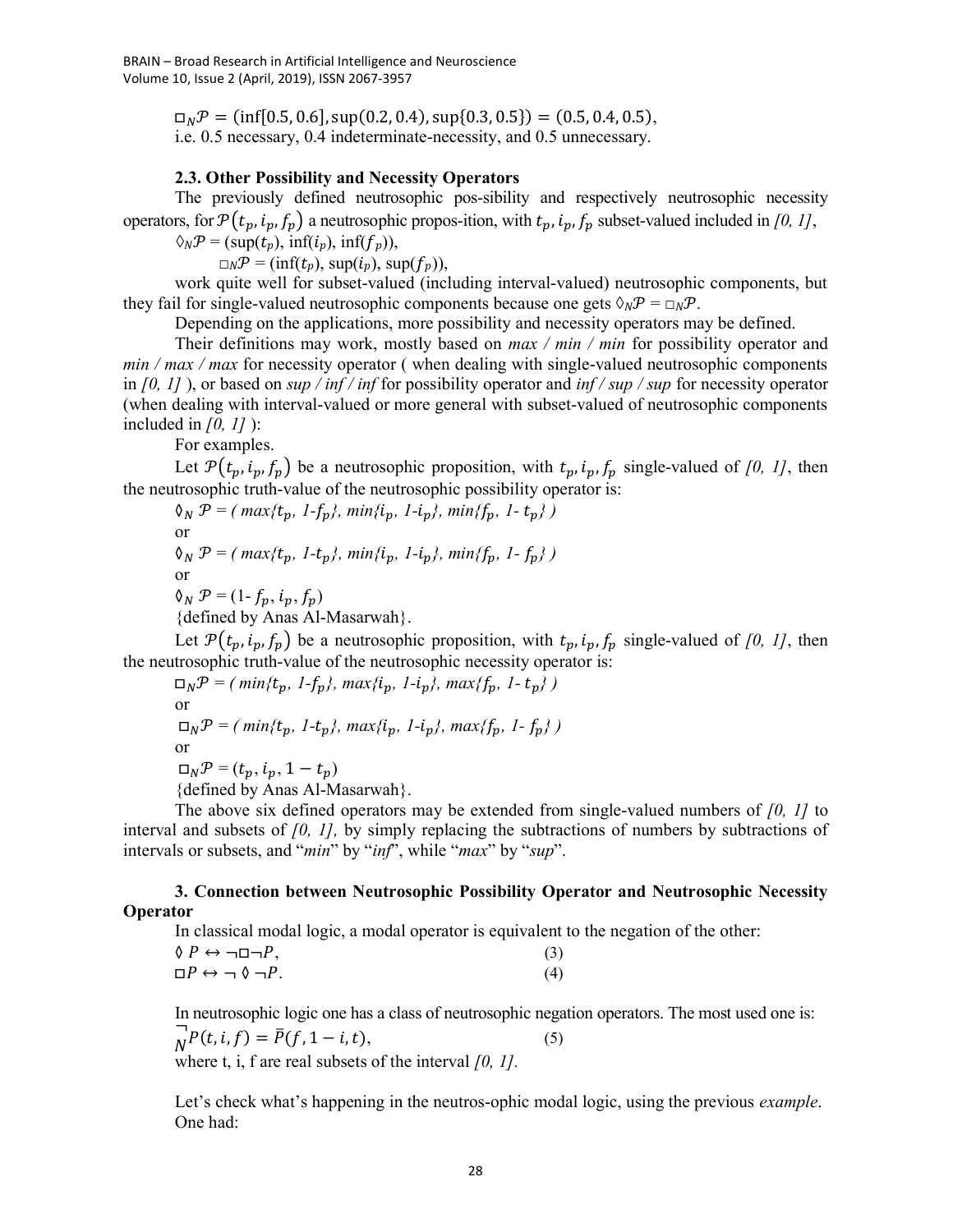$$\square_N \mathcal{P} = (\inf[0.5, 0.6], \sup(0.2, 0.4), \sup\{0.3, 0.5\}) = (0.5, 0.4, 0.5),$$

i.e. 0.5 necessary, 0.4 indeterminate-necessity, and 0.5 unnecessary.

### 2.3. Other Possibility and Necessity Operators

The previously defined neutrosophic pos-sibility and respectively neutrosophic necessity operators, for $\mathcal{P}(t_p, i_p, f_p)$ a neutrosophic propos-ition, with $t_p, i_p, f_p$ subset-valued included in *[0, 1]*,

$\lozenge_N \mathcal{P} = (\sup(t_p), \inf(i_p), \inf(f_p))$,

$\square_N \mathcal{P} = (\inf(t_p), \sup(i_p), \sup(f_p))$,

work quite well for subset-valued (including interval-valued) neutrosophic components, but they fail for single-valued neutrosophic components because one gets $\lozenge_N \mathcal{P} = \square_N \mathcal{P}$.

Depending on the applications, more possibility and necessity operators may be defined.

Their definitions may work, mostly based on *max / min / min* for possibility operator and *min / max / max* for necessity operator ( when dealing with single-valued neutrosophic components in *[0, 1]* ), or based on *sup / inf / inf* for possibility operator and *inf / sup / sup* for necessity operator (when dealing with interval-valued or more general with subset-valued of neutrosophic components included in *[0, 1]* ):

For examples.

Let $\mathcal{P}(t_p, i_p, f_p)$ be a neutrosophic proposition, with $t_p, i_p, f_p$ single-valued of *[0, 1]*, then the neutrosophic truth-value of the neutrosophic possibility operator is:

$\lozenge_N \mathcal{P} = ( \max\{t_p, 1-f_p\}, \min\{i_p, 1-i_p\}, \min\{f_p, 1-t_p\} )$

or

$\lozenge_N \mathcal{P} = ( \max\{t_p, 1-t_p\}, \min\{i_p, 1-i_p\}, \min\{f_p, 1-f_p\} )$

or

$\lozenge_N \mathcal{P} = (1-f_p, i_p, f_p)$

{defined by Anas Al-Masarwah}.

Let $\mathcal{P}(t_p, i_p, f_p)$ be a neutrosophic proposition, with $t_p, i_p, f_p$ single-valued of *[0, 1]*, then the neutrosophic truth-value of the neutrosophic necessity operator is:

$\square_N \mathcal{P} = ( \min\{t_p, 1-f_p\}, \max\{i_p, 1-i_p\}, \max\{f_p, 1-t_p\} )$

or

$\square_N \mathcal{P} = ( \min\{t_p, 1-t_p\}, \max\{i_p, 1-i_p\}, \max\{f_p, 1-f_p\} )$

or

$\square_N \mathcal{P} = (t_p, i_p, 1-t_p)$

{defined by Anas Al-Masarwah}.

The above six defined operators may be extended from single-valued numbers of *[0, 1]* to interval and subsets of *[0, 1],* by simply replacing the subtractions of numbers by subtractions of intervals or subsets, and "*min*" by "*inf*", while "*max*" by "*sup*".

### 3. Connection between Neutrosophic Possibility Operator and Neutrosophic Necessity Operator

In classical modal logic, a modal operator is equivalent to the negation of the other:

$$\lozenge P \leftrightarrow \neg\square\neg P, \quad (3)$$

$$\square P \leftrightarrow \neg \lozenge \neg P. \quad (4)$$

In neutrosophic logic one has a class of neutrosophic negation operators. The most used one is:

$$\underset{N}{\neg} P(t, i, f) = \bar{P}(f, 1-i, t), \quad (5)$$

where t, i, f are real subsets of the interval *[0, 1].*

Let's check what's happening in the neutros-ophic modal logic, using the previous *example*. One had: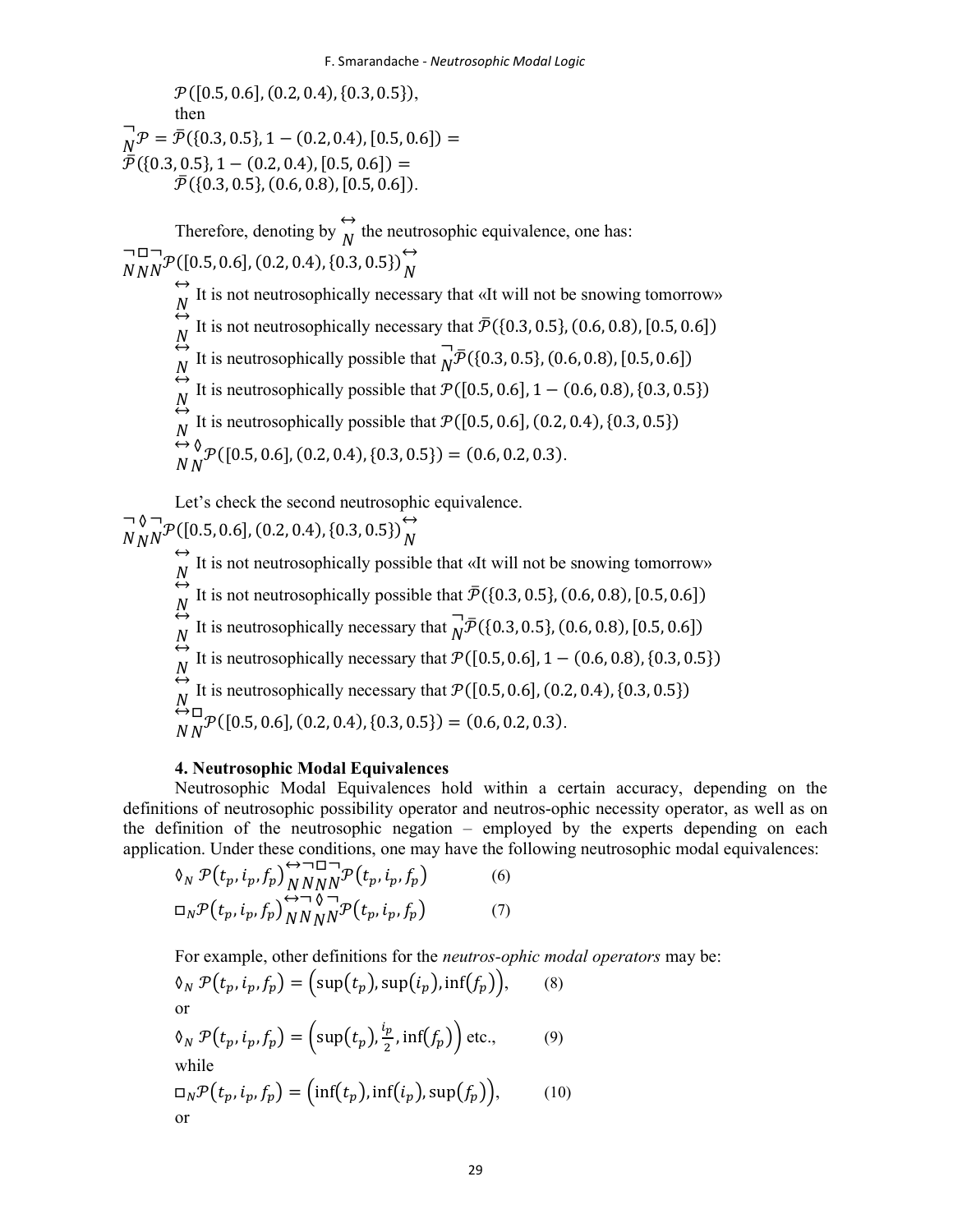$\mathcal{P}([0.5, 0.6], (0.2, 0.4), \{0.3, 0.5\})$,

then

$$\underset{N}{\neg}\mathcal{P} = \bar{\mathcal{P}}(\{0.3, 0.5\}, 1 - (0.2, 0.4), [0.5, 0.6]) = \bar{\mathcal{P}}(\{0.3, 0.5\}, 1 - (0.2, 0.4), [0.5, 0.6]) = \bar{\mathcal{P}}(\{0.3, 0.5\}, (0.6, 0.8), [0.5, 0.6]).$$

Therefore, denoting by $\underset{N}{\leftrightarrow}$ the neutrosophic equivalence, one has:

$\underset{N}{\neg}\underset{N}{\square}\underset{N}{\neg}\mathcal{P}([0.5, 0.6], (0.2, 0.4), \{0.3, 0.5\})\underset{N}{\leftrightarrow}$

$\underset{N}{\leftrightarrow}$ It is not neutrosophically necessary that «It will not be snowing tomorrow»

$\underset{N}{\leftrightarrow}$ It is not neutrosophically necessary that $\bar{\mathcal{P}}(\{0.3, 0.5\}, (0.6, 0.8), [0.5, 0.6])$

$\underset{N}{\leftrightarrow}$ It is neutrosophically possible that $\underset{N}{\neg}\bar{\mathcal{P}}(\{0.3, 0.5\}, (0.6, 0.8), [0.5, 0.6])$

$\underset{N}{\leftrightarrow}$ It is neutrosophically possible that $\mathcal{P}([0.5, 0.6], 1 - (0.6, 0.8), \{0.3, 0.5\})$

$\underset{N}{\leftrightarrow}$ It is neutrosophically possible that $\mathcal{P}([0.5, 0.6], (0.2, 0.4), \{0.3, 0.5\})$

$\underset{N}{\leftrightarrow}\underset{N}{\lozenge}\mathcal{P}([0.5, 0.6], (0.2, 0.4), \{0.3, 0.5\}) = (0.6, 0.2, 0.3)$.

Let's check the second neutrosophic equivalence.

$\underset{N}{\neg}\underset{N}{\lozenge}\underset{N}{\neg}\mathcal{P}([0.5, 0.6], (0.2, 0.4), \{0.3, 0.5\})\underset{N}{\leftrightarrow}$

$\underset{N}{\leftrightarrow}$ It is not neutrosophically possible that «It will not be snowing tomorrow»

$\underset{N}{\leftrightarrow}$ It is not neutrosophically possible that $\bar{\mathcal{P}}(\{0.3, 0.5\}, (0.6, 0.8), [0.5, 0.6])$

$\underset{N}{\leftrightarrow}$ It is neutrosophically necessary that $\underset{N}{\neg}\bar{\mathcal{P}}(\{0.3, 0.5\}, (0.6, 0.8), [0.5, 0.6])$

$\underset{N}{\leftrightarrow}$ It is neutrosophically necessary that $\mathcal{P}([0.5, 0.6], 1 - (0.6, 0.8), \{0.3, 0.5\})$

$\underset{N}{\leftrightarrow}$ It is neutrosophically necessary that $\mathcal{P}([0.5, 0.6], (0.2, 0.4), \{0.3, 0.5\})$

$\underset{N}{\leftrightarrow}\underset{N}{\square}\mathcal{P}([0.5, 0.6], (0.2, 0.4), \{0.3, 0.5\}) = (0.6, 0.2, 0.3)$.

### 4. Neutrosophic Modal Equivalences

Neutrosophic Modal Equivalences hold within a certain accuracy, depending on the definitions of neutrosophic possibility operator and neutros-ophic necessity operator, as well as on the definition of the neutrosophic negation – employed by the experts depending on each application. Under these conditions, one may have the following neutrosophic modal equivalences:

$$\lozenge_N \mathcal{P}(t_p, i_p, f_p) \underset{N}{\leftrightarrow} \underset{N}{\neg}\underset{N}{\square}\underset{N}{\neg}\mathcal{P}(t_p, i_p, f_p) \qquad (6)$$

$$\square_N \mathcal{P}(t_p, i_p, f_p) \underset{N}{\leftrightarrow} \underset{N}{\neg}\underset{N}{\lozenge}\underset{N}{\neg}\mathcal{P}(t_p, i_p, f_p) \qquad (7)$$

For example, other definitions for the *neutros-ophic modal operators* may be:

$$\lozenge_N \mathcal{P}(t_p, i_p, f_p) = \left(\sup(t_p), \sup(i_p), \inf(f_p)\right), \qquad (8)$$

or

$$\lozenge_N \mathcal{P}(t_p, i_p, f_p) = \left(\sup(t_p), \frac{i_p}{2}, \inf(f_p)\right) \text{ etc.}, \qquad (9)$$

while

$$\square_N \mathcal{P}(t_p, i_p, f_p) = \left(\inf(t_p), \inf(i_p), \sup(f_p)\right), \qquad (10)$$

or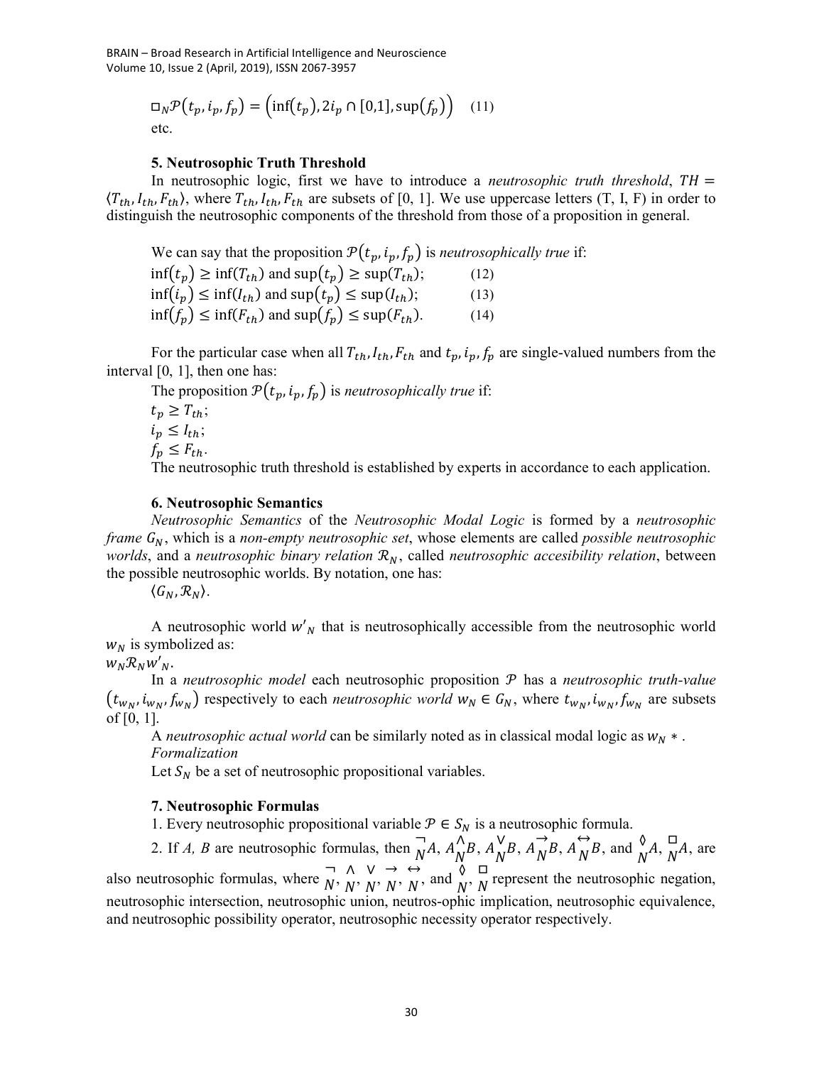$$\square_N \mathcal{P}(t_p, i_p, f_p) = \left(\inf(t_p), 2i_p \cap [0,1], \sup(f_p)\right) \quad (11)$$

etc.

### 5. Neutrosophic Truth Threshold

In neutrosophic logic, first we have to introduce a *neutrosophic truth threshold*, $TH = \langle T_{th}, I_{th}, F_{th} \rangle$, where $T_{th}, I_{th}, F_{th}$ are subsets of [0, 1]. We use uppercase letters (T, I, F) in order to distinguish the neutrosophic components of the threshold from those of a proposition in general.

We can say that the proposition $\mathcal{P}(t_p, i_p, f_p)$ is *neutrosophically true* if:

$\inf(t_p) \geq \inf(T_{th})$ and $\sup(t_p) \geq \sup(T_{th})$; (12)

$\inf(i_p) \leq \inf(I_{th})$ and $\sup(t_p) \leq \sup(I_{th})$; (13)

$\inf(f_p) \leq \inf(F_{th})$ and $\sup(f_p) \leq \sup(F_{th})$. (14)

For the particular case when all $T_{th}, I_{th}, F_{th}$ and $t_p, i_p, f_p$ are single-valued numbers from the interval [0, 1], then one has:

The proposition $\mathcal{P}(t_p, i_p, f_p)$ is *neutrosophically true* if:

$t_p \geq T_{th}$;

$i_p \leq I_{th}$;

$f_p \leq F_{th}$.

The neutrosophic truth threshold is established by experts in accordance to each application.

### 6. Neutrosophic Semantics

*Neutrosophic Semantics* of the *Neutrosophic Modal Logic* is formed by a *neutrosophic frame* $G_N$, which is a *non-empty neutrosophic set*, whose elements are called *possible neutrosophic worlds*, and a *neutrosophic binary relation* $\mathcal{R}_N$, called *neutrosophic accesibility relation*, between the possible neutrosophic worlds. By notation, one has:

$\langle G_N, \mathcal{R}_N \rangle$.

A neutrosophic world $w'_N$ that is neutrosophically accessible from the neutrosophic world $w_N$ is symbolized as:

$w_N \mathcal{R}_N w'_N$.

In a *neutrosophic model* each neutrosophic proposition $\mathcal{P}$ has a *neutrosophic truth-value* $(t_{w_N}, i_{w_N}, f_{w_N})$ respectively to each *neutrosophic world* $w_N \in G_N$, where $t_{w_N}, i_{w_N}, f_{w_N}$ are subsets of [0, 1].

A *neutrosophic actual world* can be similarly noted as in classical modal logic as $w_N *$.

*Formalization*

Let $S_N$ be a set of neutrosophic propositional variables.

### 7. Neutrosophic Formulas

1. Every neutrosophic propositional variable $\mathcal{P} \in S_N$ is a neutrosophic formula.

2. If *A, B* are neutrosophic formulas, then $\underset{N}{\neg} A$, $A \underset{N}{\wedge} B$, $A \underset{N}{\vee} B$, $A \underset{N}{\rightarrow} B$, $A \underset{N}{\leftrightarrow} B$, and $\underset{N}{\Diamond} A$, $\underset{N}{\square} A$, are also neutrosophic formulas, where $\underset{N}{\neg}$, $\underset{N}{\wedge}$, $\underset{N}{\vee}$, $\underset{N}{\rightarrow}$, $\underset{N}{\leftrightarrow}$, and $\underset{N}{\Diamond}$, $\underset{N}{\square}$ represent the neutrosophic negation, neutrosophic intersection, neutrosophic union, neutros-ophic implication, neutrosophic equivalence, and neutrosophic possibility operator, neutrosophic necessity operator respectively.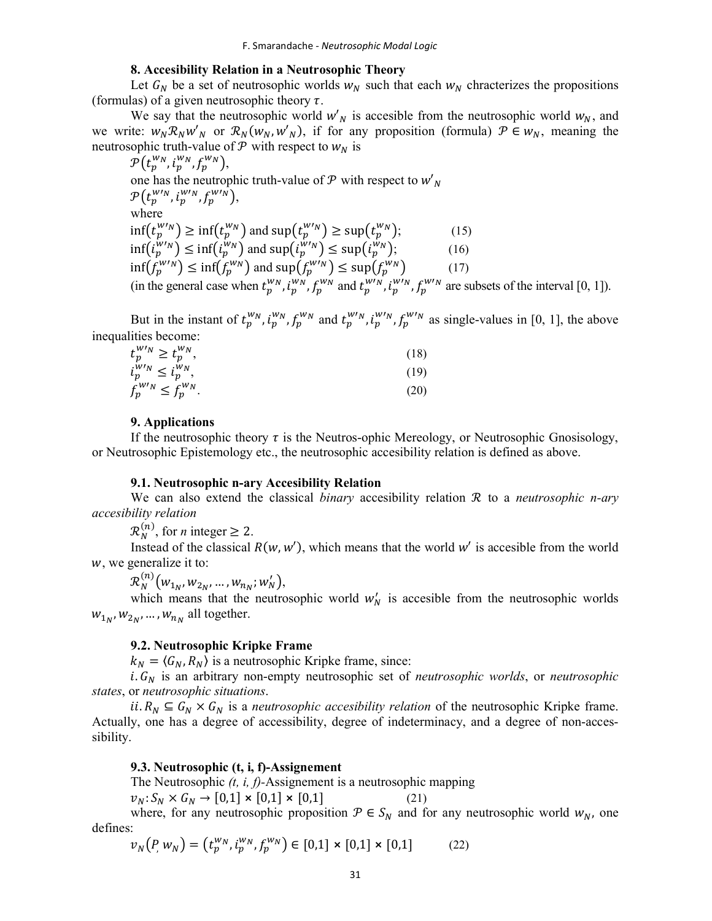### 8. Accesibility Relation in a Neutrosophic Theory

Let $G_N$ be a set of neutrosophic worlds $w_N$ such that each $w_N$ chracterizes the propositions (formulas) of a given neutrosophic theory $\tau$.

We say that the neutrosophic world $w'_N$ is accesible from the neutrosophic world $w_N$, and we write: $w_N \mathcal{R}_N w'_N$ or $\mathcal{R}_N(w_N, w'_N)$, if for any proposition (formula) $\mathcal{P} \in w_N$, meaning the neutrosophic truth-value of $\mathcal{P}$ with respect to $w_N$ is

$\mathcal{P}\left(t_p^{w_N}, i_p^{w_N}, f_p^{w_N}\right)$,

one has the neutrophic truth-value of $\mathcal{P}$ with respect to $w'_N$

$\mathcal{P}\left(t_p^{w'_N}, i_p^{w'_N}, f_p^{w'_N}\right)$,

where

$$\inf\left(t_p^{w'_N}\right) \geq \inf\left(t_p^{w_N}\right) \text{ and } \sup\left(t_p^{w'_N}\right) \geq \sup\left(t_p^{w_N}\right); \quad (15)$$

$$\inf\left(i_p^{w'_N}\right) \leq \inf\left(i_p^{w_N}\right) \text{ and } \sup\left(i_p^{w'_N}\right) \leq \sup\left(i_p^{w_N}\right); \quad (16)$$

$$\inf\left(f_p^{w'_N}\right) \leq \inf\left(f_p^{w_N}\right) \text{ and } \sup\left(f_p^{w'_N}\right) \leq \sup\left(f_p^{w_N}\right) \quad (17)$$

(in the general case when $t_p^{w_N}, i_p^{w_N}, f_p^{w_N}$ and $t_p^{w'_N}, i_p^{w'_N}, f_p^{w'_N}$ are subsets of the interval [0, 1]).

But in the instant of $t_p^{w_N}, i_p^{w_N}, f_p^{w_N}$ and $t_p^{w'_N}, i_p^{w'_N}, f_p^{w'_N}$ as single-values in [0, 1], the above inequalities become:

$$t_p^{w'_N} \geq t_p^{w_N}, \quad (18)$$

$$i_p^{w'_N} \leq i_p^{w_N}, \quad (19)$$

$$f_p^{w'_N} \leq f_p^{w_N}. \quad (20)$$

### 9. Applications

If the neutrosophic theory $\tau$ is the Neutros-ophic Mereology, or Neutrosophic Gnosisology, or Neutrosophic Epistemology etc., the neutrosophic accesibility relation is defined as above.

#### 9.1. Neutrosophic n-ary Accesibility Relation

We can also extend the classical *binary* accesibility relation $\mathcal{R}$ to a *neutrosophic n-ary accesibility relation*

$\mathcal{R}_N^{(n)}$, for *n* integer $\geq 2$.

Instead of the classical $R(w, w')$, which means that the world $w'$ is accesible from the world $w$, we generalize it to:

$\mathcal{R}_N^{(n)}\left(w_{1_N}, w_{2_N}, \ldots, w_{n_N}; w'_N\right)$,

which means that the neutrosophic world $w'_N$ is accesible from the neutrosophic worlds $w_{1_N}, w_{2_N}, \ldots, w_{n_N}$ all together.

#### 9.2. Neutrosophic Kripke Frame

$k_N = \langle G_N, R_N \rangle$ is a neutrosophic Kripke frame, since:

$i.$ $G_N$ is an arbitrary non-empty neutrosophic set of *neutrosophic worlds*, or *neutrosophic states*, or *neutrosophic situations*.

$ii.$ $R_N \subseteq G_N \times G_N$ is a *neutrosophic accesibility relation* of the neutrosophic Kripke frame. Actually, one has a degree of accessibility, degree of indeterminacy, and a degree of non-accessibility.

#### 9.3. Neutrosophic (t, i, f)-Assignement

The Neutrosophic *(t, i, f)*-Assignement is a neutrosophic mapping

$$v_N: S_N \times G_N \to [0,1] \times [0,1] \times [0,1] \quad (21)$$

where, for any neutrosophic proposition $\mathcal{P} \in S_N$ and for any neutrosophic world $w_N$, one defines:

$$v_N\left(P, w_N\right) = \left(t_p^{w_N}, i_p^{w_N}, f_p^{w_N}\right) \in [0,1] \times [0,1] \times [0,1] \quad (22)$$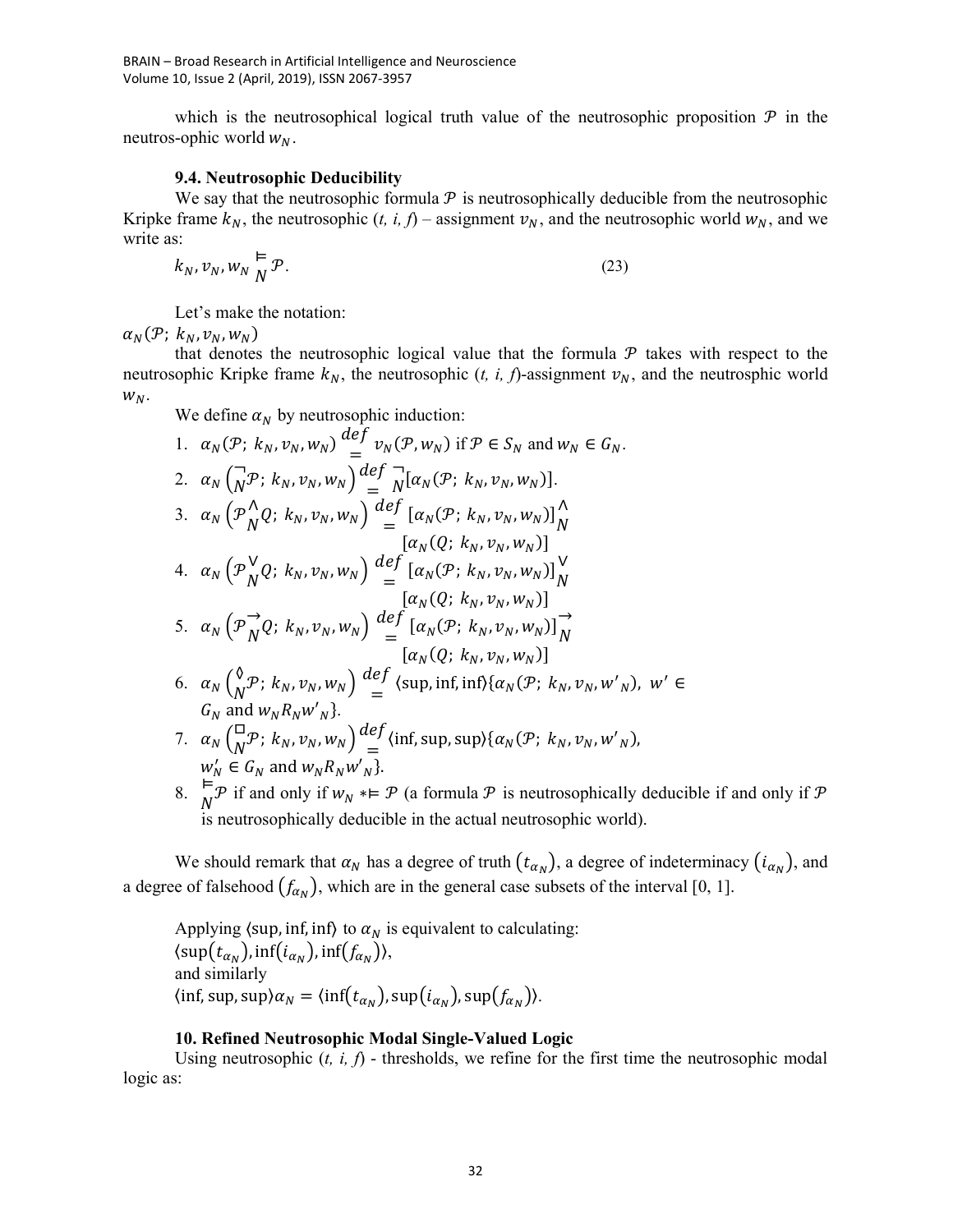which is the neutrosophical logical truth value of the neutrosophic proposition $\mathcal{P}$ in the neutros-ophic world $w_N$.

### 9.4. Neutrosophic Deducibility

We say that the neutrosophic formula $\mathcal{P}$ is neutrosophically deducible from the neutrosophic Kripke frame $k_N$, the neutrosophic (*t, i, f*) – assignment $v_N$, and the neutrosophic world $w_N$, and we write as:

$$k_N, v_N, w_N \underset{N}{\vDash} \mathcal{P}. \tag{23}$$

Let's make the notation:

$\alpha_N(\mathcal{P};\ k_N, v_N, w_N)$

that denotes the neutrosophic logical value that the formula $\mathcal{P}$ takes with respect to the neutrosophic Kripke frame $k_N$, the neutrosophic (*t, i, f*)-assignment $v_N$, and the neutrosphic world $w_N$.

We define $\alpha_N$ by neutrosophic induction:

1. $\alpha_N(\mathcal{P};\ k_N, v_N, w_N) \overset{def}{=} v_N(\mathcal{P}, w_N)$ if $\mathcal{P} \in S_N$ and $w_N \in G_N$.
2. $\alpha_N\left(\underset{N}{\neg}\mathcal{P};\ k_N, v_N, w_N\right) \overset{def}{=} \underset{N}{\neg}[\alpha_N(\mathcal{P};\ k_N, v_N, w_N)]$.
3. $\alpha_N\left(\mathcal{P}\underset{N}{\wedge}Q;\ k_N, v_N, w_N\right) \overset{def}{=} [\alpha_N(\mathcal{P};\ k_N, v_N, w_N)]\underset{N}{\wedge}[\alpha_N(Q;\ k_N, v_N, w_N)]$
4. $\alpha_N\left(\mathcal{P}\underset{N}{\vee}Q;\ k_N, v_N, w_N\right) \overset{def}{=} [\alpha_N(\mathcal{P};\ k_N, v_N, w_N)]\underset{N}{\vee}[\alpha_N(Q;\ k_N, v_N, w_N)]$
5. $\alpha_N\left(\mathcal{P}\underset{N}{\rightarrow}Q;\ k_N, v_N, w_N\right) \overset{def}{=} [\alpha_N(\mathcal{P};\ k_N, v_N, w_N)]\underset{N}{\rightarrow}[\alpha_N(Q;\ k_N, v_N, w_N)]$
6. $\alpha_N\left(\underset{N}{\Diamond}\mathcal{P};\ k_N, v_N, w_N\right) \overset{def}{=} \langle\sup, \inf, \inf\rangle\{\alpha_N(\mathcal{P};\ k_N, v_N, w'_N),\ w' \in G_N \text{ and } w_N R_N w'_N\}$.
7. $\alpha_N\left(\underset{N}{\Box}\mathcal{P};\ k_N, v_N, w_N\right) \overset{def}{=} \langle\inf, \sup, \sup\rangle\{\alpha_N(\mathcal{P};\ k_N, v_N, w'_N),\ w'_N \in G_N \text{ and } w_N R_N w'_N\}$.
8. $\underset{N}{\vDash}\mathcal{P}$ if and only if $w_N * \vDash \mathcal{P}$ (a formula $\mathcal{P}$ is neutrosophically deducible if and only if $\mathcal{P}$ is neutrosophically deducible in the actual neutrosophic world).

We should remark that $\alpha_N$ has a degree of truth $(t_{\alpha_N})$, a degree of indeterminacy $(i_{\alpha_N})$, and a degree of falsehood $(f_{\alpha_N})$, which are in the general case subsets of the interval [0, 1].

Applying $\langle\sup, \inf, \inf\rangle$ to $\alpha_N$ is equivalent to calculating:
$\langle\sup(t_{\alpha_N}), \inf(i_{\alpha_N}), \inf(f_{\alpha_N})\rangle$,
and similarly
$\langle\inf, \sup, \sup\rangle\alpha_N = \langle\inf(t_{\alpha_N}), \sup(i_{\alpha_N}), \sup(f_{\alpha_N})\rangle$.

## 10. Refined Neutrosophic Modal Single-Valued Logic

Using neutrosophic (*t, i, f*) - thresholds, we refine for the first time the neutrosophic modal logic as: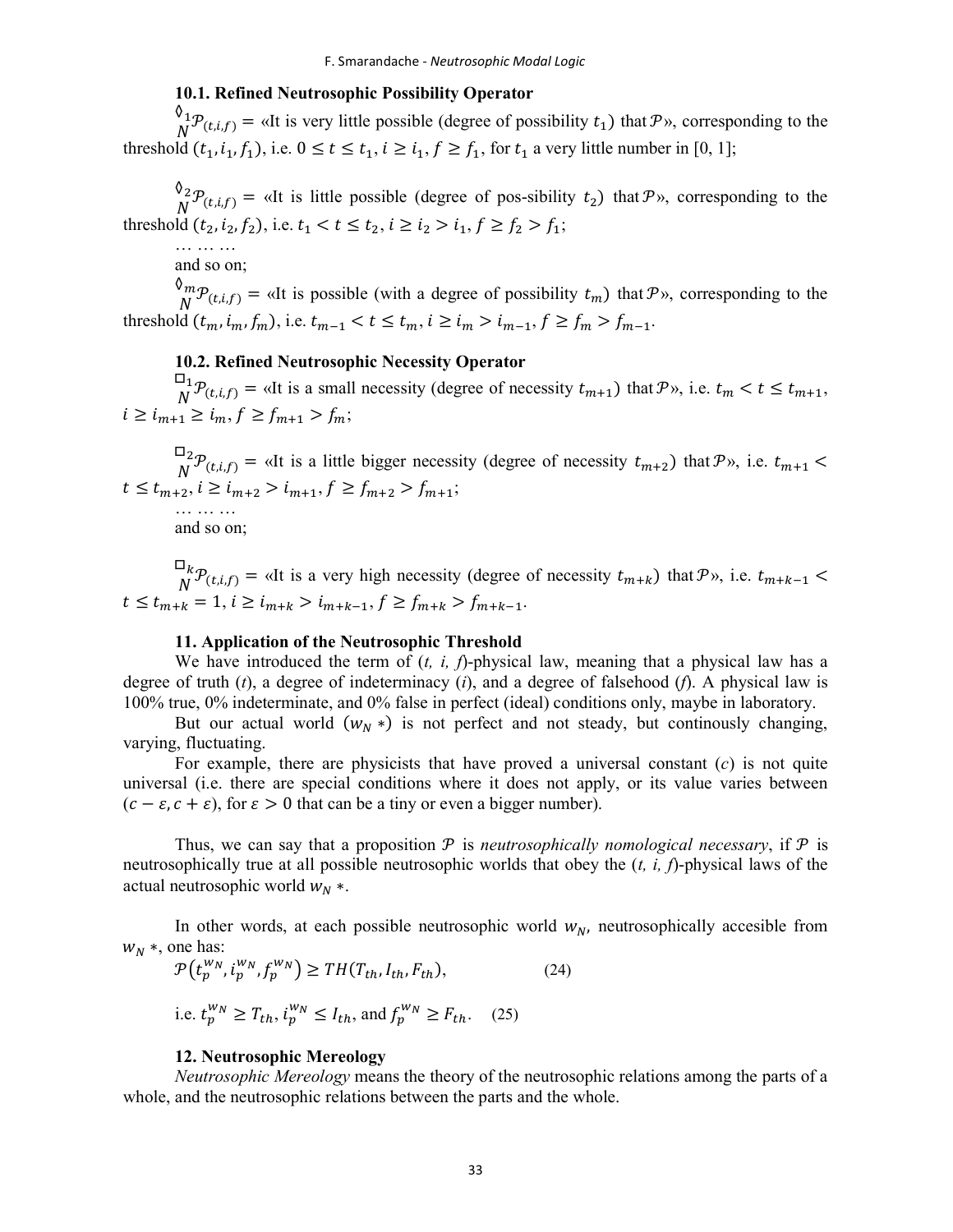### 10.1. Refined Neutrosophic Possibility Operator

$\lozenge_N^1 \mathcal{P}_{(t,i,f)} =$ «It is very little possible (degree of possibility $t_1$) that $\mathcal{P}$», corresponding to the threshold $(t_1, i_1, f_1)$, i.e. $0 \le t \le t_1$, $i \ge i_1$, $f \ge f_1$, for $t_1$ a very little number in [0, 1];

$\lozenge_N^2 \mathcal{P}_{(t,i,f)} =$ «It is little possible (degree of pos-sibility $t_2$) that $\mathcal{P}$», corresponding to the threshold $(t_2, i_2, f_2)$, i.e. $t_1 < t \le t_2$, $i \ge i_2 > i_1$, $f \ge f_2 > f_1$;

… … …

and so on;

$\lozenge_N^m \mathcal{P}_{(t,i,f)} =$ «It is possible (with a degree of possibility $t_m$) that $\mathcal{P}$», corresponding to the threshold $(t_m, i_m, f_m)$, i.e. $t_{m-1} < t \le t_m$, $i \ge i_m > i_{m-1}$, $f \ge f_m > f_{m-1}$.

### 10.2. Refined Neutrosophic Necessity Operator

$\square_N^1 \mathcal{P}_{(t,i,f)} =$ «It is a small necessity (degree of necessity $t_{m+1}$) that $\mathcal{P}$», i.e. $t_m < t \le t_{m+1}$, $i \ge i_{m+1} \ge i_m$, $f \ge f_{m+1} > f_m$;

$\square_N^2 \mathcal{P}_{(t,i,f)} =$ «It is a little bigger necessity (degree of necessity $t_{m+2}$) that $\mathcal{P}$», i.e. $t_{m+1} < t \le t_{m+2}$, $i \ge i_{m+2} > i_{m+1}$, $f \ge f_{m+2} > f_{m+1}$;

… … …

and so on;

$\square_N^k \mathcal{P}_{(t,i,f)} =$ «It is a very high necessity (degree of necessity $t_{m+k}$) that $\mathcal{P}$», i.e. $t_{m+k-1} < t \le t_{m+k} = 1$, $i \ge i_{m+k} > i_{m+k-1}$, $f \ge f_{m+k} > f_{m+k-1}$.

### 11. Application of the Neutrosophic Threshold

We have introduced the term of (*t, i, f*)-physical law, meaning that a physical law has a degree of truth (*t*), a degree of indeterminacy (*i*), and a degree of falsehood (*f*). A physical law is 100% true, 0% indeterminate, and 0% false in perfect (ideal) conditions only, maybe in laboratory.

But our actual world $(w_N *)$ is not perfect and not steady, but continously changing, varying, fluctuating.

For example, there are physicists that have proved a universal constant (*c*) is not quite universal (i.e. there are special conditions where it does not apply, or its value varies between $(c - \varepsilon, c + \varepsilon)$, for $\varepsilon > 0$ that can be a tiny or even a bigger number).

Thus, we can say that a proposition $\mathcal{P}$ is *neutrosophically nomological necessary*, if $\mathcal{P}$ is neutrosophically true at all possible neutrosophic worlds that obey the (*t, i, f*)-physical laws of the actual neutrosophic world $w_N *$.

In other words, at each possible neutrosophic world $w_N$, neutrosophically accesible from $w_N *$, one has:

$$\mathcal{P}\left(t_p^{w_N}, i_p^{w_N}, f_p^{w_N}\right) \ge TH(T_{th}, I_{th}, F_{th}), \qquad (24)$$

i.e. $t_p^{w_N} \ge T_{th}$, $i_p^{w_N} \le I_{th}$, and $f_p^{w_N} \ge F_{th}$. (25)

### 12. Neutrosophic Mereology

*Neutrosophic Mereology* means the theory of the neutrosophic relations among the parts of a whole, and the neutrosophic relations between the parts and the whole.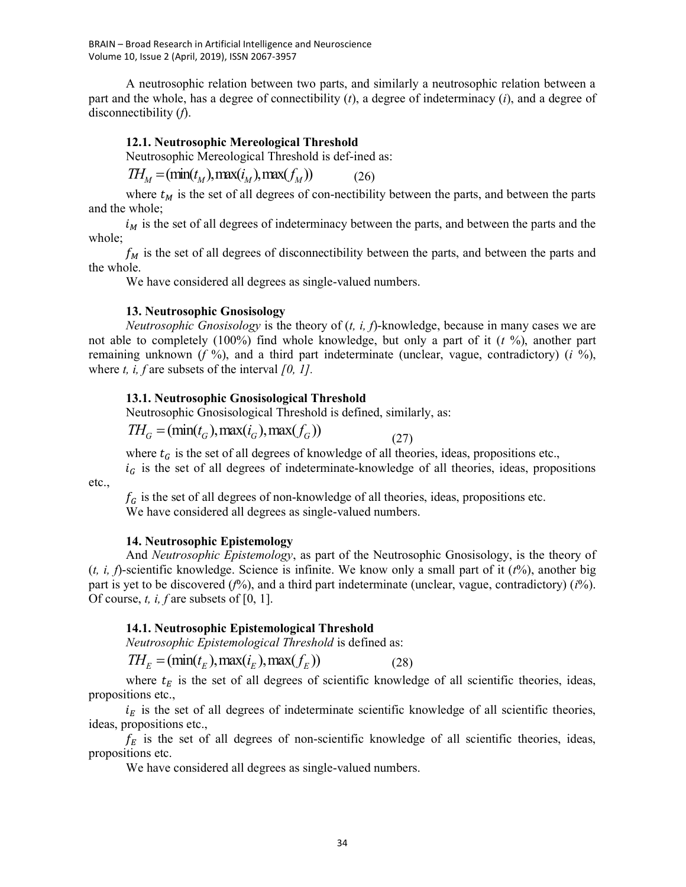A neutrosophic relation between two parts, and similarly a neutrosophic relation between a part and the whole, has a degree of connectibility ($t$), a degree of indeterminacy ($i$), and a degree of disconnectibility ($f$).

### 12.1. Neutrosophic Mereological Threshold

Neutrosophic Mereological Threshold is def-ined as:

$$TH_M = (\min(t_M), \max(i_M), \max(f_M)) \qquad (26)$$

where $t_M$ is the set of all degrees of con-nectibility between the parts, and between the parts and the whole;

$i_M$ is the set of all degrees of indeterminacy between the parts, and between the parts and the whole;

$f_M$ is the set of all degrees of disconnectibility between the parts, and between the parts and the whole.

We have considered all degrees as single-valued numbers.

## 13. Neutrosophic Gnosisology

*Neutrosophic Gnosisology* is the theory of ($t, i, f$)-knowledge, because in many cases we are not able to completely (100%) find whole knowledge, but only a part of it ($t$ %), another part remaining unknown ($f$ %), and a third part indeterminate (unclear, vague, contradictory) ($i$ %), where $t, i, f$ are subsets of the interval *[0, 1]*.

### 13.1. Neutrosophic Gnosisological Threshold

Neutrosophic Gnosisological Threshold is defined, similarly, as:

$$TH_G = (\min(t_G), \max(i_G), \max(f_G)) \qquad (27)$$

where $t_G$ is the set of all degrees of knowledge of all theories, ideas, propositions etc.,

$i_G$ is the set of all degrees of indeterminate-knowledge of all theories, ideas, propositions etc.,

$f_G$ is the set of all degrees of non-knowledge of all theories, ideas, propositions etc.

We have considered all degrees as single-valued numbers.

## 14. Neutrosophic Epistemology

And *Neutrosophic Epistemology*, as part of the Neutrosophic Gnosisology, is the theory of ($t, i, f$)-scientific knowledge. Science is infinite. We know only a small part of it ($t$%), another big part is yet to be discovered ($f$%), and a third part indeterminate (unclear, vague, contradictory) ($i$%). Of course, $t, i, f$ are subsets of [0, 1].

### 14.1. Neutrosophic Epistemological Threshold

*Neutrosophic Epistemological Threshold* is defined as:

$$TH_E = (\min(t_E), \max(i_E), \max(f_E)) \qquad (28)$$

where $t_E$ is the set of all degrees of scientific knowledge of all scientific theories, ideas, propositions etc.,

$i_E$ is the set of all degrees of indeterminate scientific knowledge of all scientific theories, ideas, propositions etc.,

$f_E$ is the set of all degrees of non-scientific knowledge of all scientific theories, ideas, propositions etc.

We have considered all degrees as single-valued numbers.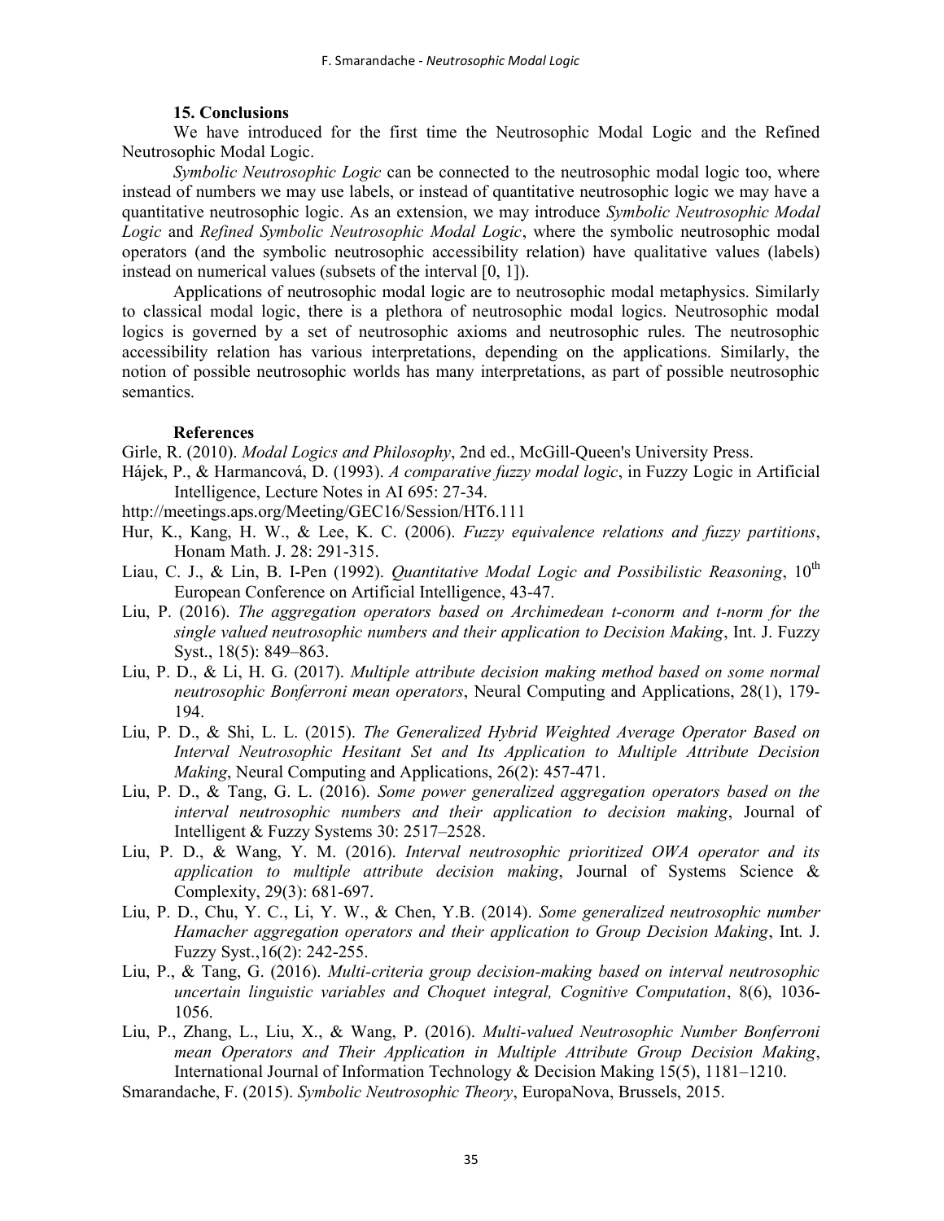### 15. Conclusions

We have introduced for the first time the Neutrosophic Modal Logic and the Refined Neutrosophic Modal Logic.

*Symbolic Neutrosophic Logic* can be connected to the neutrosophic modal logic too, where instead of numbers we may use labels, or instead of quantitative neutrosophic logic we may have a quantitative neutrosophic logic. As an extension, we may introduce *Symbolic Neutrosophic Modal Logic* and *Refined Symbolic Neutrosophic Modal Logic*, where the symbolic neutrosophic modal operators (and the symbolic neutrosophic accessibility relation) have qualitative values (labels) instead on numerical values (subsets of the interval [0, 1]).

Applications of neutrosophic modal logic are to neutrosophic modal metaphysics. Similarly to classical modal logic, there is a plethora of neutrosophic modal logics. Neutrosophic modal logics is governed by a set of neutrosophic axioms and neutrosophic rules. The neutrosophic accessibility relation has various interpretations, depending on the applications. Similarly, the notion of possible neutrosophic worlds has many interpretations, as part of possible neutrosophic semantics.

### References

Girle, R. (2010). *Modal Logics and Philosophy*, 2nd ed., McGill-Queen's University Press.

Hájek, P., & Harmancová, D. (1993). *A comparative fuzzy modal logic*, in Fuzzy Logic in Artificial Intelligence, Lecture Notes in AI 695: 27-34.

http://meetings.aps.org/Meeting/GEC16/Session/HT6.111

Hur, K., Kang, H. W., & Lee, K. C. (2006). *Fuzzy equivalence relations and fuzzy partitions*, Honam Math. J. 28: 291-315.

Liau, C. J., & Lin, B. I-Pen (1992). *Quantitative Modal Logic and Possibilistic Reasoning*, 10th European Conference on Artificial Intelligence, 43-47.

Liu, P. (2016). *The aggregation operators based on Archimedean t-conorm and t-norm for the single valued neutrosophic numbers and their application to Decision Making*, Int. J. Fuzzy Syst., 18(5): 849–863.

Liu, P. D., & Li, H. G. (2017). *Multiple attribute decision making method based on some normal neutrosophic Bonferroni mean operators*, Neural Computing and Applications, 28(1), 179-194.

Liu, P. D., & Shi, L. L. (2015). *The Generalized Hybrid Weighted Average Operator Based on Interval Neutrosophic Hesitant Set and Its Application to Multiple Attribute Decision Making*, Neural Computing and Applications, 26(2): 457-471.

Liu, P. D., & Tang, G. L. (2016). *Some power generalized aggregation operators based on the interval neutrosophic numbers and their application to decision making*, Journal of Intelligent & Fuzzy Systems 30: 2517–2528.

Liu, P. D., & Wang, Y. M. (2016). *Interval neutrosophic prioritized OWA operator and its application to multiple attribute decision making*, Journal of Systems Science & Complexity, 29(3): 681-697.

Liu, P. D., Chu, Y. C., Li, Y. W., & Chen, Y.B. (2014). *Some generalized neutrosophic number Hamacher aggregation operators and their application to Group Decision Making*, Int. J. Fuzzy Syst.,16(2): 242-255.

Liu, P., & Tang, G. (2016). *Multi-criteria group decision-making based on interval neutrosophic uncertain linguistic variables and Choquet integral, Cognitive Computation*, 8(6), 1036-1056.

Liu, P., Zhang, L., Liu, X., & Wang, P. (2016). *Multi-valued Neutrosophic Number Bonferroni mean Operators and Their Application in Multiple Attribute Group Decision Making*, International Journal of Information Technology & Decision Making 15(5), 1181–1210.

Smarandache, F. (2015). *Symbolic Neutrosophic Theory*, EuropaNova, Brussels, 2015.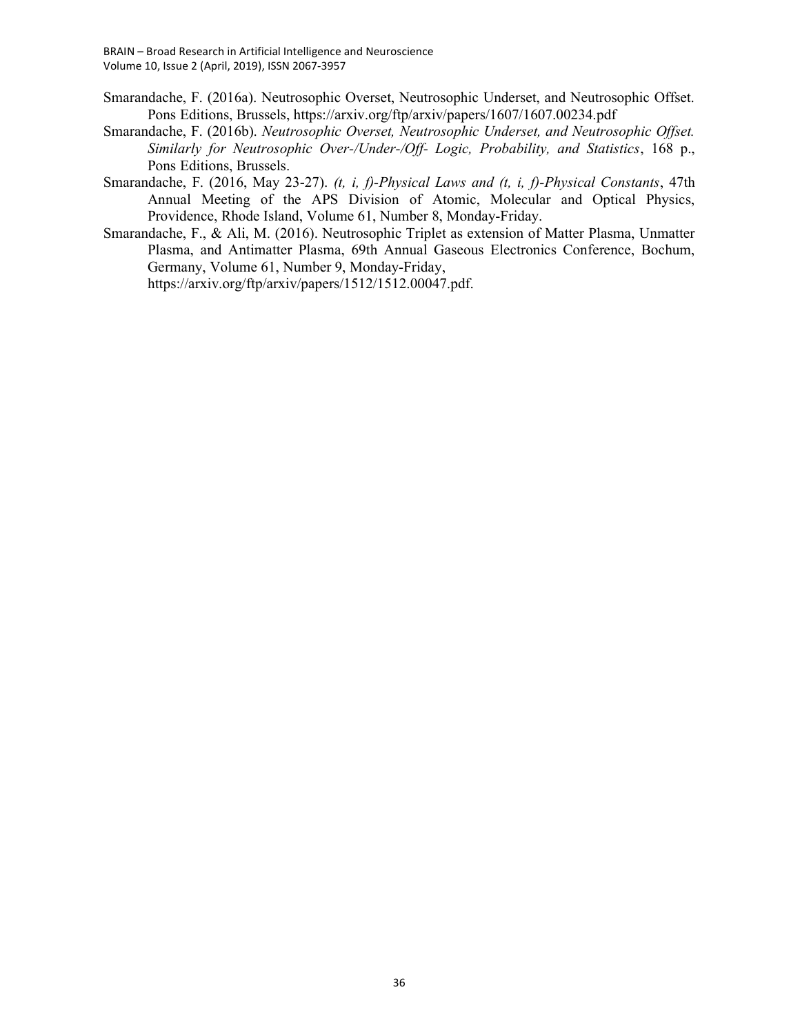Smarandache, F. (2016a). Neutrosophic Overset, Neutrosophic Underset, and Neutrosophic Offset. Pons Editions, Brussels, https://arxiv.org/ftp/arxiv/papers/1607/1607.00234.pdf

Smarandache, F. (2016b). *Neutrosophic Overset, Neutrosophic Underset, and Neutrosophic Offset. Similarly for Neutrosophic Over-/Under-/Off- Logic, Probability, and Statistics*, 168 p., Pons Editions, Brussels.

Smarandache, F. (2016, May 23-27). *(t, i, f)-Physical Laws and (t, i, f)-Physical Constants*, 47th Annual Meeting of the APS Division of Atomic, Molecular and Optical Physics, Providence, Rhode Island, Volume 61, Number 8, Monday-Friday.

Smarandache, F., & Ali, M. (2016). Neutrosophic Triplet as extension of Matter Plasma, Unmatter Plasma, and Antimatter Plasma, 69th Annual Gaseous Electronics Conference, Bochum, Germany, Volume 61, Number 9, Monday-Friday, https://arxiv.org/ftp/arxiv/papers/1512/1512.00047.pdf.